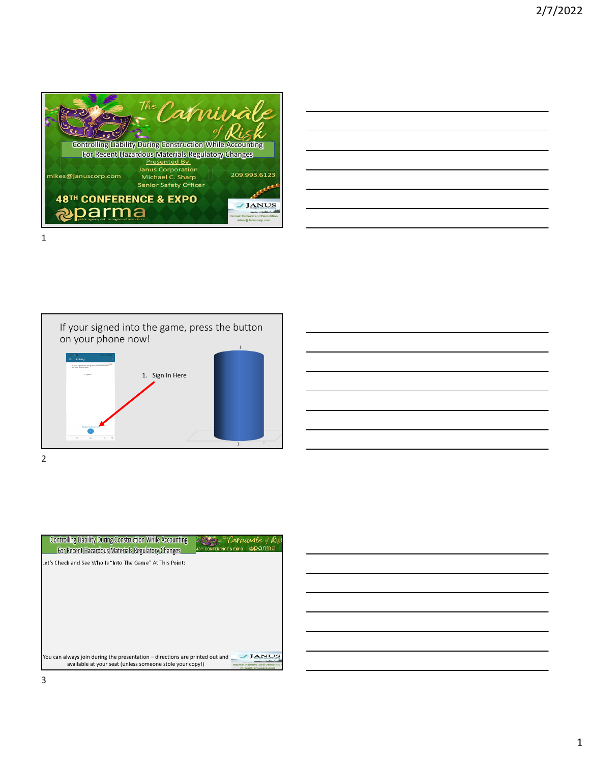# The Carnivàle of Risk

## Controlling Liability During Construction While Accounting For Recent Hazardous Materials Regulatory Changes

Presented By:

Janus Corporation
Michael C. Sharp
Senior Safety Officer

mikes@januscorp.com

209.993.6123

48TH CONFERENCE & EXPO

parma

---

If your signed into the game, press the button on your phone now!

1. Sign In Here

---

## Controlling Liability During Construction While Accounting For Recent Hazardous Materials Regulatory Changes

Let's Check and See Who Is "Into The Game" At This Point:

You can always join during the presentation – directions are printed out and available at your seat (unless someone stole your copy!)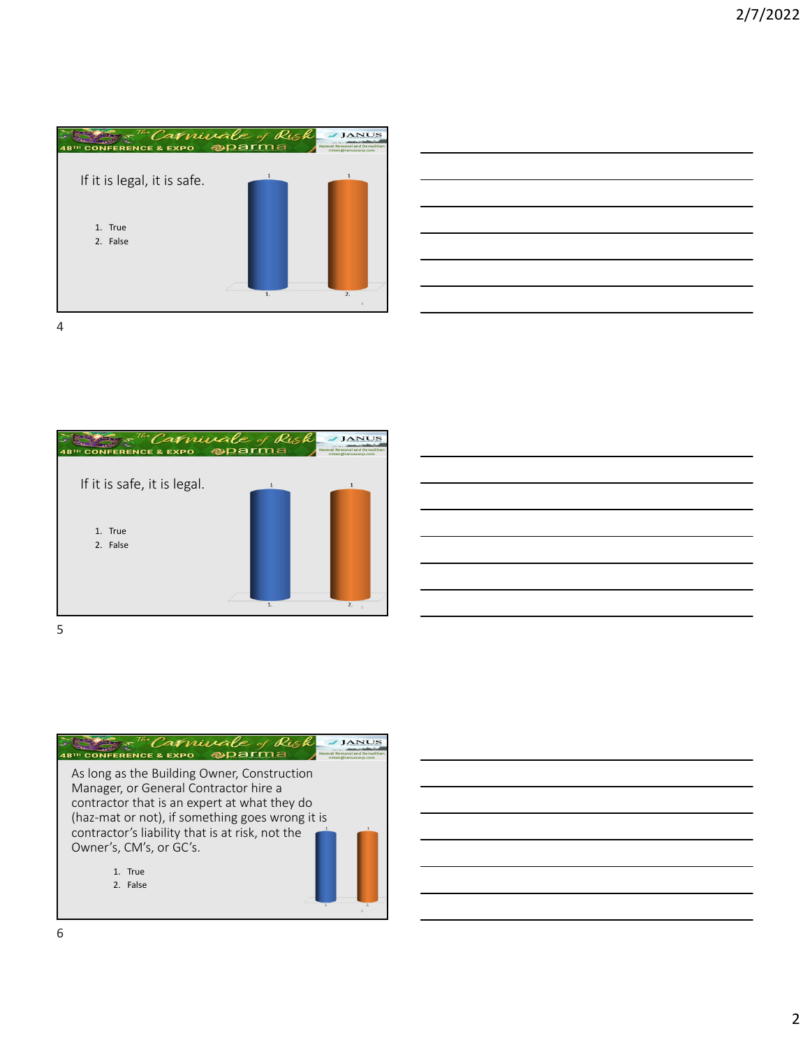If it is legal, it is safe.

1. True
2. False

If it is safe, it is legal.

1. True
2. False

As long as the Building Owner, Construction Manager, or General Contractor hire a contractor that is an expert at what they do (haz-mat or not), if something goes wrong it is contractor's liability that is at risk, not the Owner's, CM's, or GC's.

1. True
2. False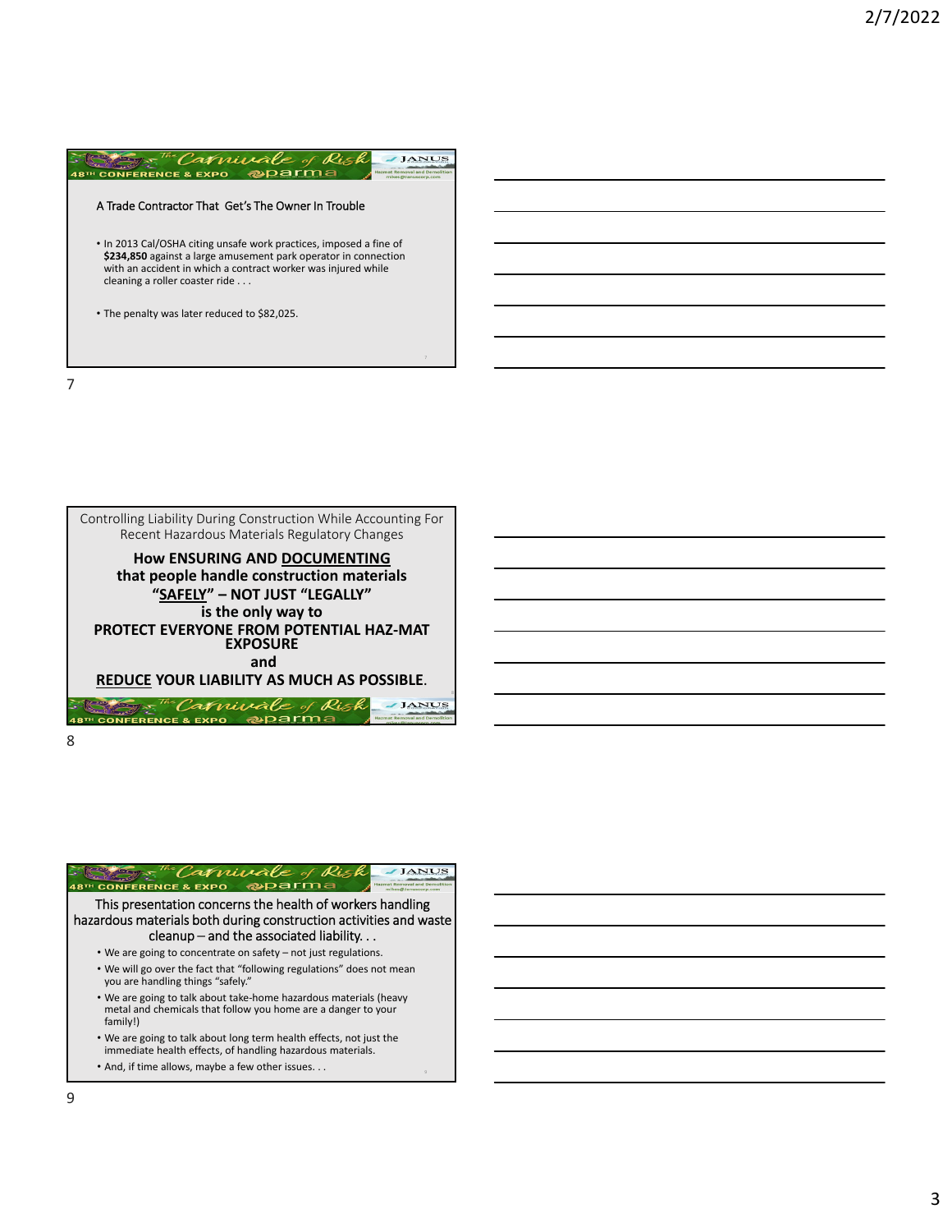## A Trade Contractor That Get's The Owner In Trouble

- In 2013 Cal/OSHA citing unsafe work practices, imposed a fine of **$234,850** against a large amusement park operator in connection with an accident in which a contract worker was injured while cleaning a roller coaster ride . . .
- The penalty was later reduced to $82,025.

Controlling Liability During Construction While Accounting For Recent Hazardous Materials Regulatory Changes

**How ENSURING AND DOCUMENTING that people handle construction materials "SAFELY" – NOT JUST "LEGALLY" is the only way to PROTECT EVERYONE FROM POTENTIAL HAZ-MAT EXPOSURE and REDUCE YOUR LIABILITY AS MUCH AS POSSIBLE.**

This presentation concerns the health of workers handling hazardous materials both during construction activities and waste cleanup – and the associated liability. . .

- We are going to concentrate on safety – not just regulations.
- We will go over the fact that "following regulations" does not mean you are handling things "safely."
- We are going to talk about take-home hazardous materials (heavy metal and chemicals that follow you home are a danger to your family!)
- We are going to talk about long term health effects, not just the immediate health effects, of handling hazardous materials.
- And, if time allows, maybe a few other issues. . .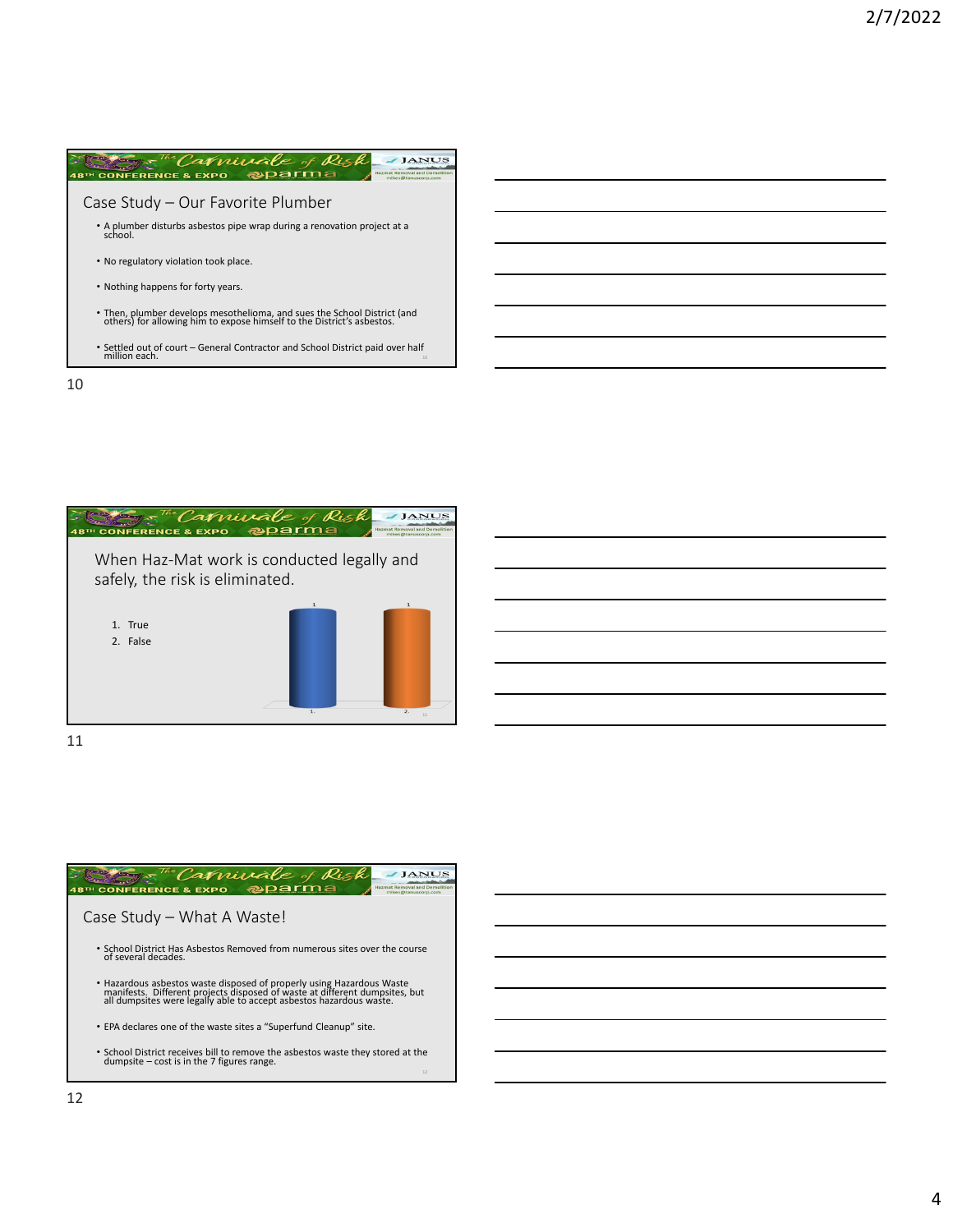## Case Study – Our Favorite Plumber

- A plumber disturbs asbestos pipe wrap during a renovation project at a school.
- No regulatory violation took place.
- Nothing happens for forty years.
- Then, plumber develops mesothelioma, and sues the School District (and others) for allowing him to expose himself to the District's asbestos.
- Settled out of court – General Contractor and School District paid over half million each.

## When Haz-Mat work is conducted legally and safely, the risk is eliminated.

1. True
2. False

| Response | Votes |
|---|---|
| 1. | 1 |
| 2. | 1 |

## Case Study – What A Waste!

- School District Has Asbestos Removed from numerous sites over the course of several decades.
- Hazardous asbestos waste disposed of properly using Hazardous Waste manifests. Different projects disposed of waste at different dumpsites, but all dumpsites were legally able to accept asbestos hazardous waste.
- EPA declares one of the waste sites a "Superfund Cleanup" site.
- School District receives bill to remove the asbestos waste they stored at the dumpsite – cost is in the 7 figures range.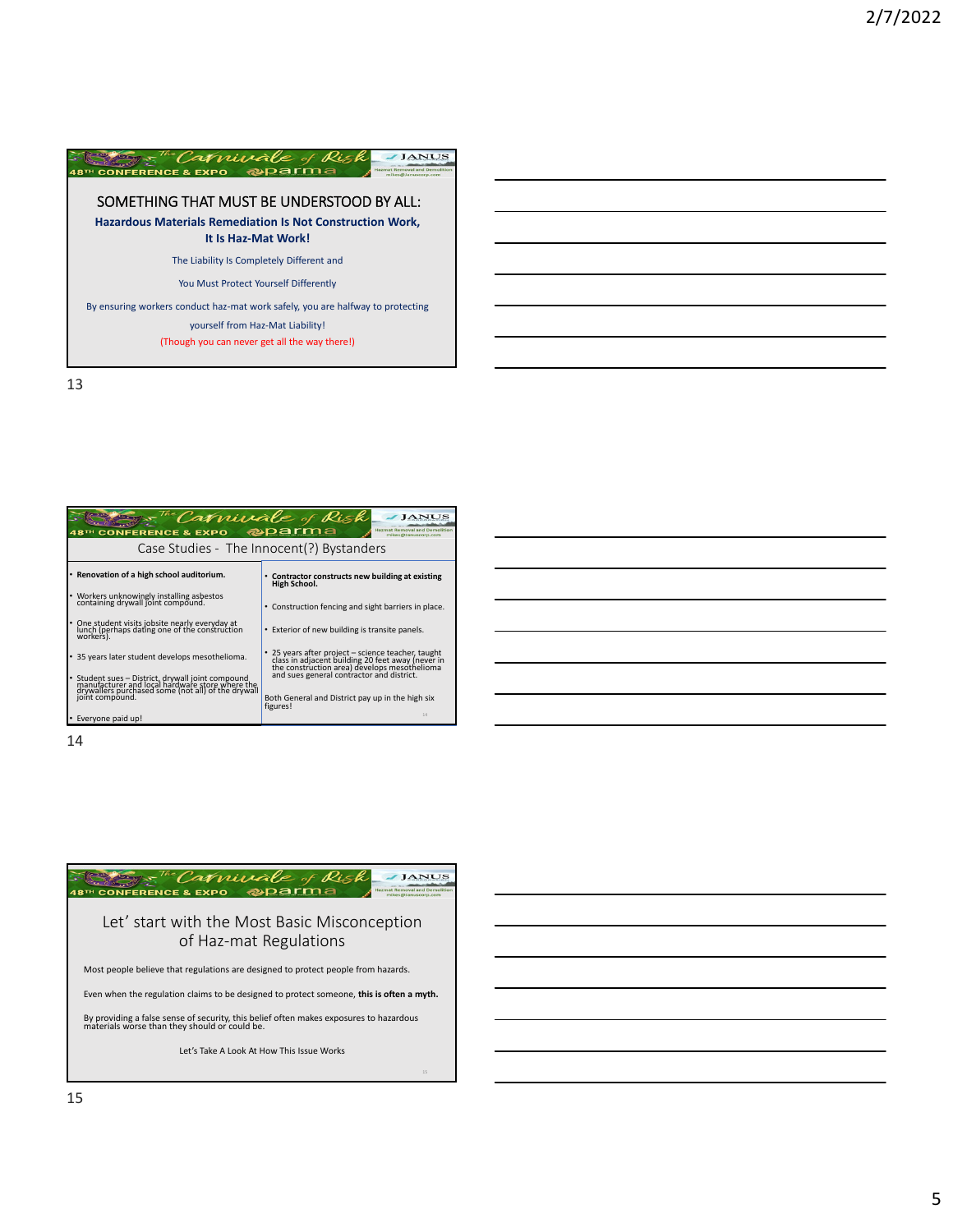## SOMETHING THAT MUST BE UNDERSTOOD BY ALL:

**Hazardous Materials Remediation Is Not Construction Work, It Is Haz-Mat Work!**

The Liability Is Completely Different and

You Must Protect Yourself Differently

By ensuring workers conduct haz-mat work safely, you are halfway to protecting yourself from Haz-Mat Liability!

(Though you can never get all the way there!)

## Case Studies - The Innocent(?) Bystanders

- **Renovation of a high school auditorium.**
- Workers unknowingly installing asbestos containing drywall joint compound.
- One student visits jobsite nearly everyday at lunch (perhaps dating one of the construction workers).
- 35 years later student develops mesothelioma.
- Student sues – District, drywall joint compound manufacturer and local hardware store where the drywallers purchased some (not all) of the drywall joint compound.
- Everyone paid up!

- **Contractor constructs new building at existing High School.**
- Construction fencing and sight barriers in place.
- Exterior of new building is transite panels.
- 25 years after project – science teacher, taught class in adjacent building 20 feet away (never in the construction area) develops mesothelioma and sues general contractor and district.

Both General and District pay up in the high six figures!

## Let' start with the Most Basic Misconception of Haz-mat Regulations

Most people believe that regulations are designed to protect people from hazards.

Even when the regulation claims to be designed to protect someone, **this is often a myth.**

By providing a false sense of security, this belief often makes exposures to hazardous materials worse than they should or could be.

Let's Take A Look At How This Issue Works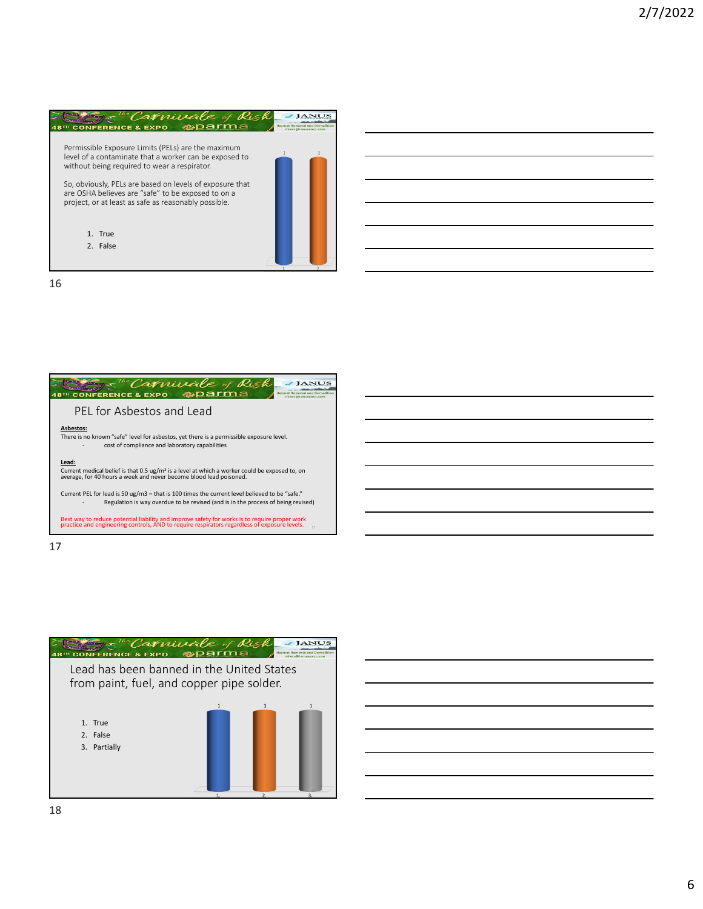Permissible Exposure Limits (PELs) are the maximum level of a contaminate that a worker can be exposed to without being required to wear a respirator.

So, obviously, PELs are based on levels of exposure that are OSHA believes are "safe" to be exposed to on a project, or at least as safe as reasonably possible.

1. True
2. False

## PEL for Asbestos and Lead

**Asbestos:**

There is no known "safe" level for asbestos, yet there is a permissible exposure level.

- cost of compliance and laboratory capabilities

**Lead:**

Current medical belief is that 0.5 ug/m³ is a level at which a worker could be exposed to, on average, for 40 hours a week and never become blood lead poisoned.

Current PEL for lead is 50 ug/m3 – that is 100 times the current level believed to be "safe."

- Regulation is way overdue to be revised (and is in the process of being revised)

Best way to reduce potential liability and improve safety for works is to require proper work practice and engineering controls, AND to require respirators regardless of exposure levels.

## Lead has been banned in the United States from paint, fuel, and copper pipe solder.

1. True
2. False
3. Partially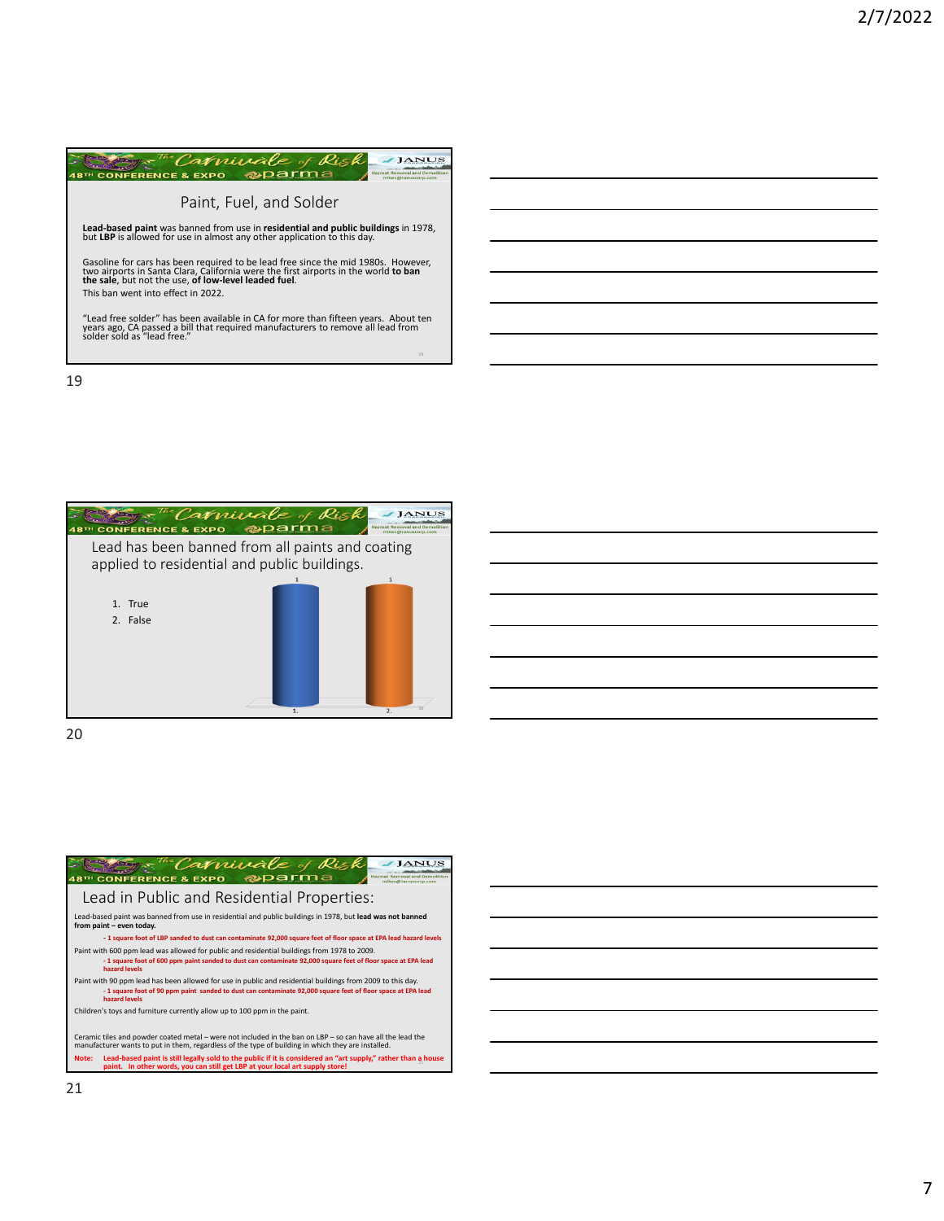## Paint, Fuel, and Solder

**Lead-based paint** was banned from use in **residential and public buildings** in 1978, but **LBP** is allowed for use in almost any other application to this day.

Gasoline for cars has been required to be lead free since the mid 1980s. However, two airports in Santa Clara, California were the first airports in the world **to ban the sale**, but not the use, **of low-level leaded fuel**.

This ban went into effect in 2022.

"Lead free solder" has been available in CA for more than fifteen years. About ten years ago, CA passed a bill that required manufacturers to remove all lead from solder sold as "lead free."

## Lead has been banned from all paints and coating applied to residential and public buildings.

1. True
2. False

| Response | Count |
|---|---|
| 1. | 1 |
| 2. | 1 |

## Lead in Public and Residential Properties:

Lead-based paint was banned from use in residential and public buildings in 1978, but **lead was not banned from paint – even today.**

- **1 square foot of LBP sanded to dust can contaminate 92,000 square feet of floor space at EPA lead hazard levels**

Paint with 600 ppm lead was allowed for public and residential buildings from 1978 to 2009.

- **1 square foot of 600 ppm paint sanded to dust can contaminate 92,000 square feet of floor space at EPA lead hazard levels**

Paint with 90 ppm lead has been allowed for use in public and residential buildings from 2009 to this day.

- **1 square foot of 90 ppm paint sanded to dust can contaminate 92,000 square feet of floor space at EPA lead hazard levels**

Children's toys and furniture currently allow up to 100 ppm in the paint.

Ceramic tiles and powder coated metal – were not included in the ban on LBP – so can have all the lead the manufacturer wants to put in them, regardless of the type of building in which they are installed.

**Note: Lead-based paint is still legally sold to the public if it is considered an "art supply," rather than a house paint. In other words, you can still get LBP at your local art supply store!**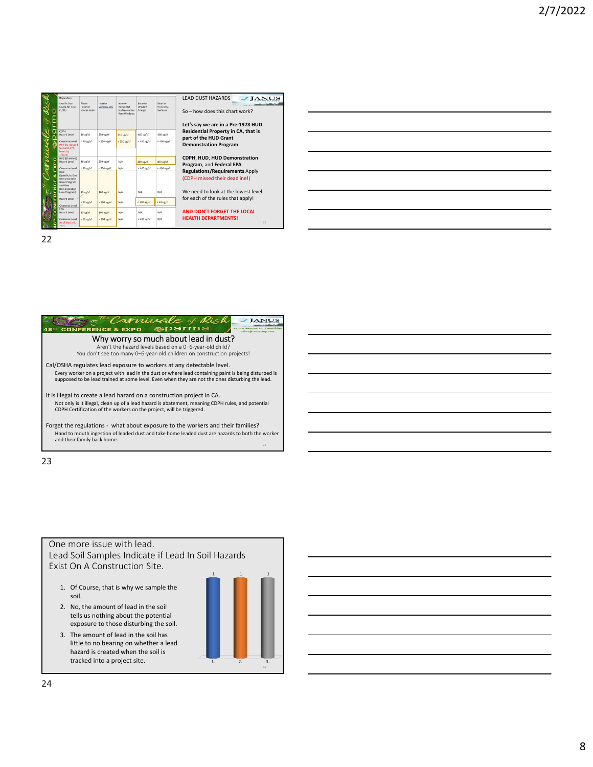## Slide 22

| Regulatory Lead in Dust Levels for now (1/21) | Floors (Interior spaces only) | Interior Window Sills | Interior Horizontal Surfaces other than Windows | Exterior Window Trough | Exterior Horizontal Surfaces |
|---|---|---|---|---|---|
| CDPH Hazard Level | 40 ug/sf | 250 ug/sf | 250 ug/sf | 400 ug/sf | 400 ug/sf |
| Clearance Level (Will be reduced to match EPA levels by 1/6/22) | < 40 ug/sf | < 250 ug/sf | < 250 ug/sf | < 400 ug/sf | < 400 ug/sf |
| HUD (Standard) Hazard Level | 40 ug/sf | 250 ug/sf | N/A | 400 ug/sf | 400 ug/sf |
| Clearance Level | < 40 ug/sf | < 250 ug/sf | N/A | < 400 ug/sf | < 400 ug/sf |
| HUD (Specific to One Demonstration Grant Program and One Demonstration Loan Program) Hazard Level | 10 ug/sf | 100 ug/sf | N/A | N/A | N/A |
| Clearance Level | < 10 ug/sf | < 100 ug/sf | N/A | < 100 ug/sf | < 40 ug/sf |
| EPA Hazard Level | 10 ug/sf | 100 ug/sf | N/A | N/A | N/A |
| Clearance Level As of March 8, 2021 | < 10 ug/sf | < 100 ug/sf | N/A | < 400 ug/sf | N/A |

LEAD DUST HAZARDS

So – how does this chart work?

**Let's say we are in a Pre-1978 HUD Residential Property in CA, that is part of the HUD Grant Demonstration Program**

**CDPH, HUD, HUD Demonstration Program, and Federal EPA Regulations/Requirements** Apply (CDPH missed their deadline!)

We need to look at the lowest level for each of the rules that apply!

**AND DON'T FORGET THE LOCAL HEALTH DEPARTMENTS!**

## Slide 23

### Why worry so much about lead in dust?

Aren't the hazard levels based on a 0–6-year-old child?
You don't see too many 0–6-year-old children on construction projects!

Cal/OSHA regulates lead exposure to workers at any detectable level.
Every worker on a project with lead in the dust or where lead containing paint is being disturbed is supposed to be lead trained at some level. Even when they are not the ones disturbing the lead.

It is illegal to create a lead hazard on a construction project in CA.
Not only is it illegal, clean up of a lead hazard is abatement, meaning CDPH rules, and potential CDPH Certification of the workers on the project, will be triggered.

Forget the regulations - what about exposure to the workers and their families?
Hand to mouth ingestion of leaded dust and take home leaded dust are hazards to both the worker and their family back home.

## Slide 24

One more issue with lead.
Lead Soil Samples Indicate if Lead In Soil Hazards Exist On A Construction Site.

1. Of Course, that is why we sample the soil.
2. No, the amount of lead in the soil tells us nothing about the potential exposure to those disturbing the soil.
3. The amount of lead in the soil has little to no bearing on whether a lead hazard is created when the soil is tracked into a project site.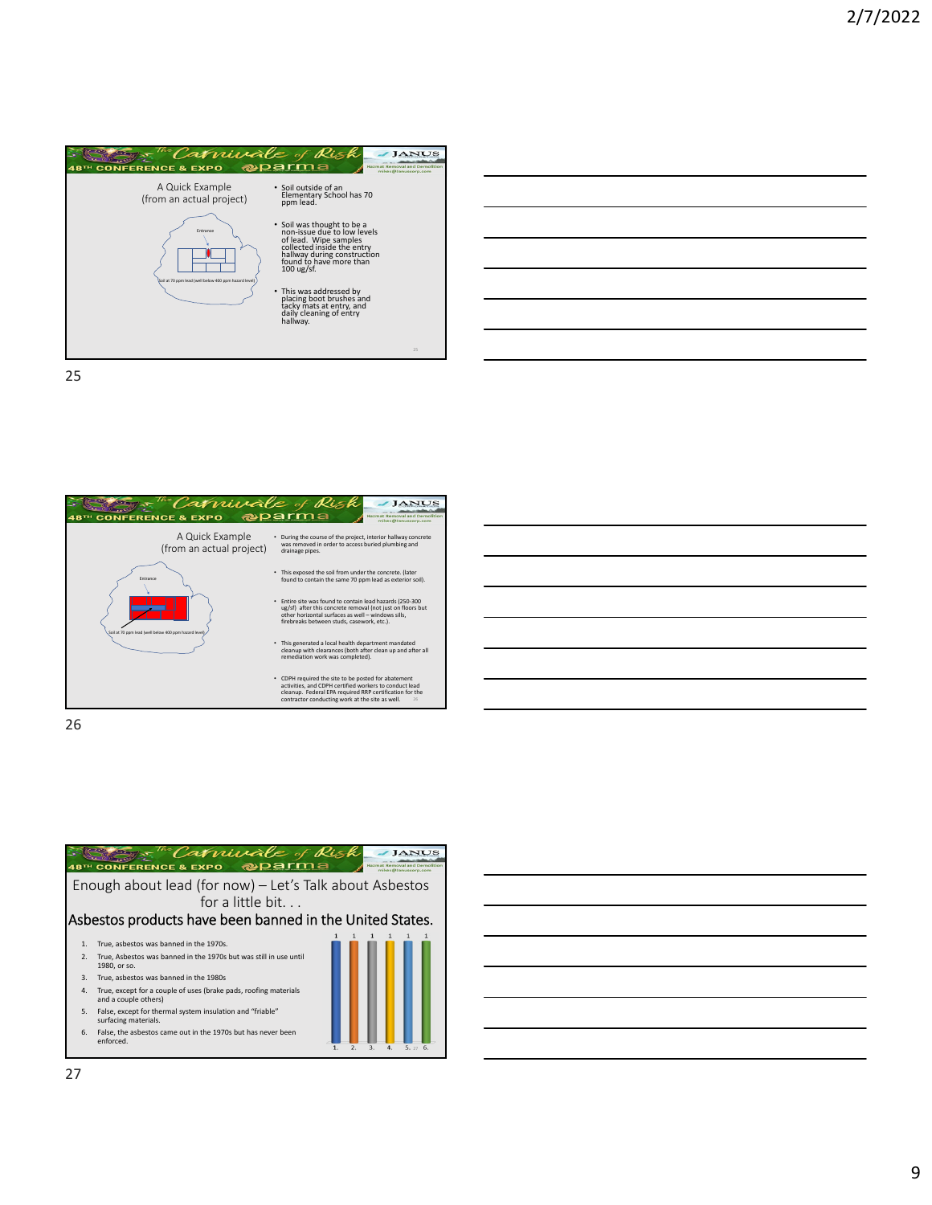## A Quick Example
(from an actual project)

Entrance

Soil at 70 ppm lead (well below 400 ppm hazard level)

- Soil outside of an Elementary School has 70 ppm lead.
- Soil was thought to be a non-issue due to low levels of lead. Wipe samples collected inside the entry hallway during construction found to have more than 100 ug/sf.
- This was addressed by placing boot brushes and tacky mats at entry, and daily cleaning of entry hallway.

## A Quick Example
(from an actual project)

Entrance

Soil at 70 ppm lead (well below 400 ppm hazard level)

- During the course of the project, interior hallway concrete was removed in order to access buried plumbing and drainage pipes.
- This exposed the soil from under the concrete. (later found to contain the same 70 ppm lead as exterior soil).
- Entire site was found to contain lead hazards (250-300 ug/sf) after this concrete removal (not just on floors but other horizontal surfaces as well – windows sills, firebreaks between studs, casework, etc.).
- This generated a local health department mandated cleanup with clearances (both after clean up and after all remediation work was completed).
- CDPH required the site to be posted for abatement activities, and CDPH certified workers to conduct lead cleanup. Federal EPA required RRP certification for the contractor conducting work at the site as well.

## Enough about lead (for now) – Let's Talk about Asbestos for a little bit. . .

### Asbestos products have been banned in the United States.

1. True, asbestos was banned in the 1970s.
2. True, Asbestos was banned in the 1970s but was still in use until 1980, or so.
3. True, asbestos was banned in the 1980s
4. True, except for a couple of uses (brake pads, roofing materials and a couple others)
5. False, except for thermal system insulation and "friable" surfacing materials.
6. False, the asbestos came out in the 1970s but has never been enforced.

| Response | 1. | 2. | 3. | 4. | 5. | 6. |
|---|---|---|---|---|---|---|
| Votes | 1 | 1 | 1 | 1 | 1 | 1 |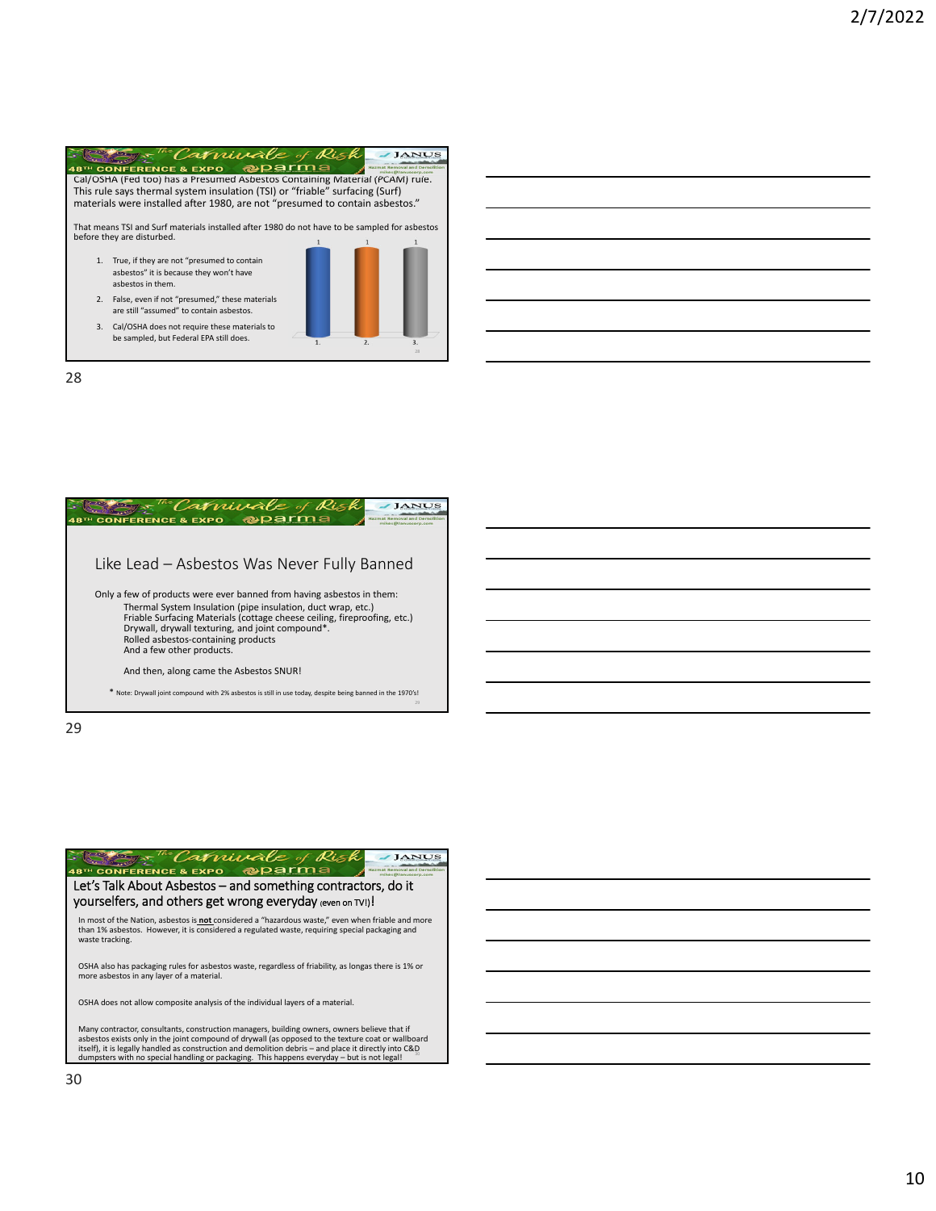Cal/OSHA (Fed too) has a Presumed Asbestos Containing Material (PCAM) rule. This rule says thermal system insulation (TSI) or "friable" surfacing (Surf) materials were installed after 1980, are not "presumed to contain asbestos."

That means TSI and Surf materials installed after 1980 do not have to be sampled for asbestos before they are disturbed.

1. True, if they are not "presumed to contain asbestos" it is because they won't have asbestos in them.
2. False, even if not "presumed," these materials are still "assumed" to contain asbestos.
3. Cal/OSHA does not require these materials to be sampled, but Federal EPA still does.

| | 1. | 2. | 3. |
|---|---|---|---|
| Responses | 1 | 1 | 1 |

## Like Lead – Asbestos Was Never Fully Banned

Only a few of products were ever banned from having asbestos in them:

- Thermal System Insulation (pipe insulation, duct wrap, etc.)
- Friable Surfacing Materials (cottage cheese ceiling, fireproofing, etc.)
- Drywall, drywall texturing, and joint compound*.
- Rolled asbestos-containing products
- And a few other products.

And then, along came the Asbestos SNUR!

* Note: Drywall joint compound with 2% asbestos is still in use today, despite being banned in the 1970's!

## Let's Talk About Asbestos – and something contractors, do it yourselfers, and others get wrong everyday (even on TV!)!

In most of the Nation, asbestos is **not** considered a "hazardous waste," even when friable and more than 1% asbestos. However, it is considered a regulated waste, requiring special packaging and waste tracking.

OSHA also has packaging rules for asbestos waste, regardless of friability, as longas there is 1% or more asbestos in any layer of a material.

OSHA does not allow composite analysis of the individual layers of a material.

Many contractor, consultants, construction managers, building owners, owners believe that if asbestos exists only in the joint compound of drywall (as opposed to the texture coat or wallboard itself), it is legally handled as construction and demolition debris – and place it directly into C&D dumpsters with no special handling or packaging. This happens everyday – but is not legal!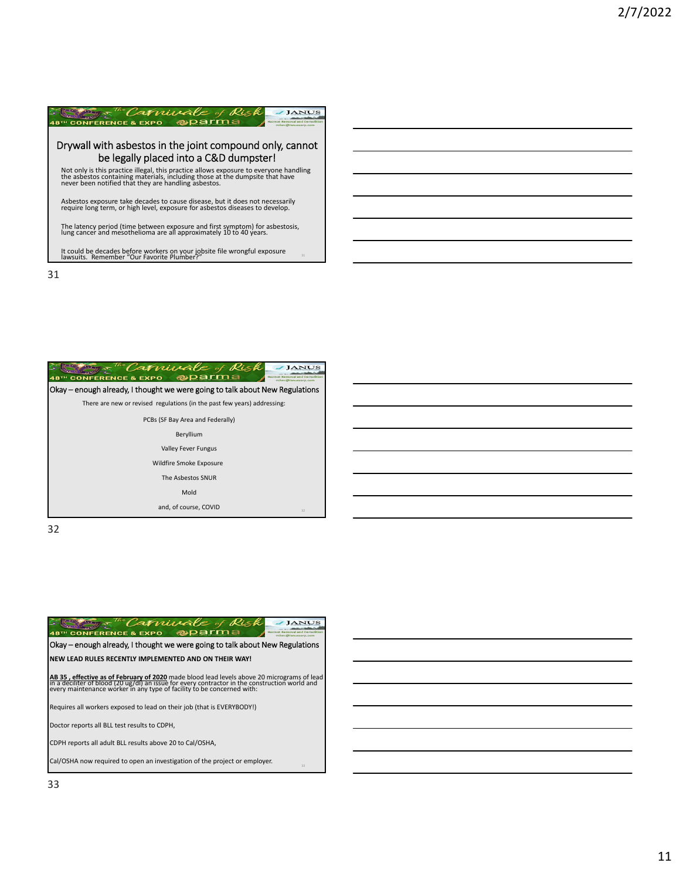## Drywall with asbestos in the joint compound only, cannot be legally placed into a C&D dumpster!

Not only is this practice illegal, this practice allows exposure to everyone handling the asbestos containing materials, including those at the dumpsite that have never been notified that they are handling asbestos.

Asbestos exposure take decades to cause disease, but it does not necessarily require long term, or high level, exposure for asbestos diseases to develop.

The latency period (time between exposure and first symptom) for asbestosis, lung cancer and mesothelioma are all approximately 10 to 40 years.

It could be decades before workers on your jobsite file wrongful exposure lawsuits. Remember "Our Favorite Plumber?"

## Okay – enough already, I thought we were going to talk about New Regulations

There are new or revised regulations (in the past few years) addressing:

PCBs (SF Bay Area and Federally)

Beryllium

Valley Fever Fungus

Wildfire Smoke Exposure

The Asbestos SNUR

Mold

and, of course, COVID

## Okay – enough already, I thought we were going to talk about New Regulations

**NEW LEAD RULES RECENTLY IMPLEMENTED AND ON THEIR WAY!**

**AB 35 , effective as of February of 2020** made blood lead levels above 20 micrograms of lead in a deciliter of blood (20 ug/dl) an issue for every contractor in the construction world and every maintenance worker in any type of facility to be concerned with:

Requires all workers exposed to lead on their job (that is EVERYBODY!)

Doctor reports all BLL test results to CDPH,

CDPH reports all adult BLL results above 20 to Cal/OSHA,

Cal/OSHA now required to open an investigation of the project or employer.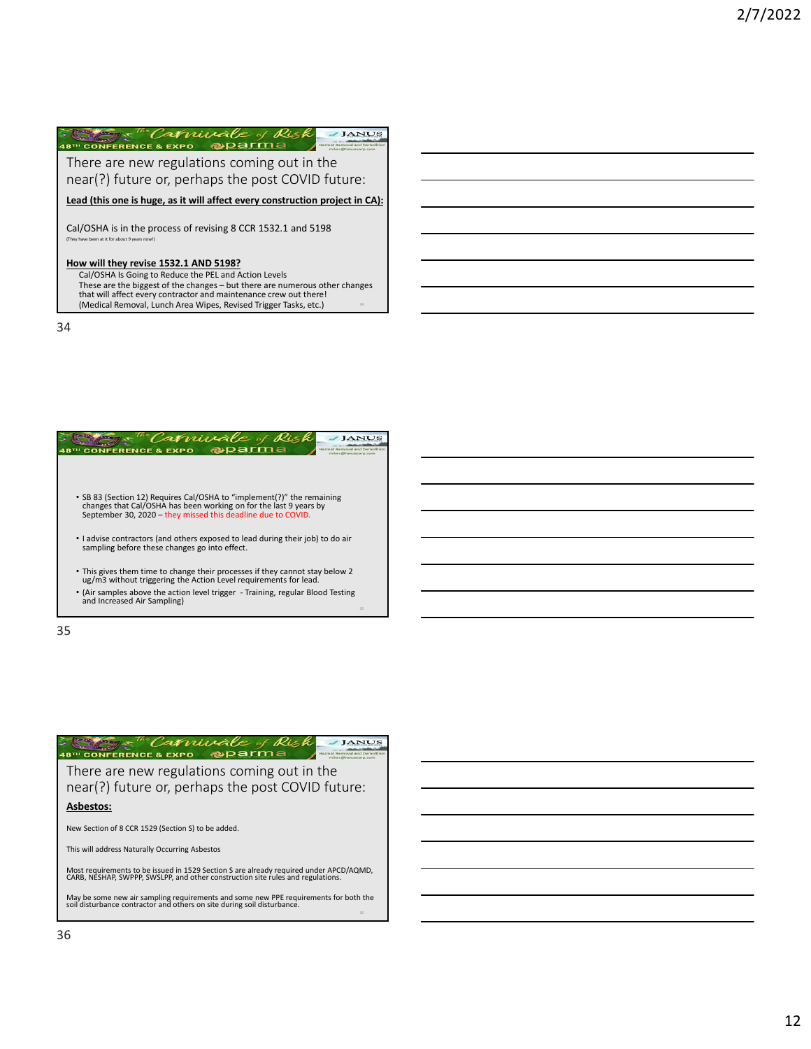There are new regulations coming out in the near(?) future or, perhaps the post COVID future:

**Lead (this one is huge, as it will affect every construction project in CA):**

Cal/OSHA is in the process of revising 8 CCR 1532.1 and 5198
(They have been at it for about 9 years now!)

**How will they revise 1532.1 AND 5198?**

Cal/OSHA Is Going to Reduce the PEL and Action Levels
These are the biggest of the changes – but there are numerous other changes that will affect every contractor and maintenance crew out there!
(Medical Removal, Lunch Area Wipes, Revised Trigger Tasks, etc.)

---

- SB 83 (Section 12) Requires Cal/OSHA to "implement(?)" the remaining changes that Cal/OSHA has been working on for the last 9 years by September 30, 2020 – they missed this deadline due to COVID.
- I advise contractors (and others exposed to lead during their job) to do air sampling before these changes go into effect.
- This gives them time to change their processes if they cannot stay below 2 ug/m3 without triggering the Action Level requirements for lead.
- (Air samples above the action level trigger - Training, regular Blood Testing and Increased Air Sampling)

---

There are new regulations coming out in the near(?) future or, perhaps the post COVID future:

**Asbestos:**

New Section of 8 CCR 1529 (Section S) to be added.

This will address Naturally Occurring Asbestos

Most requirements to be issued in 1529 Section S are already required under APCD/AQMD, CARB, NESHAP, SWPPP, SWSLPP, and other construction site rules and regulations.

May be some new air sampling requirements and some new PPE requirements for both the soil disturbance contractor and others on site during soil disturbance.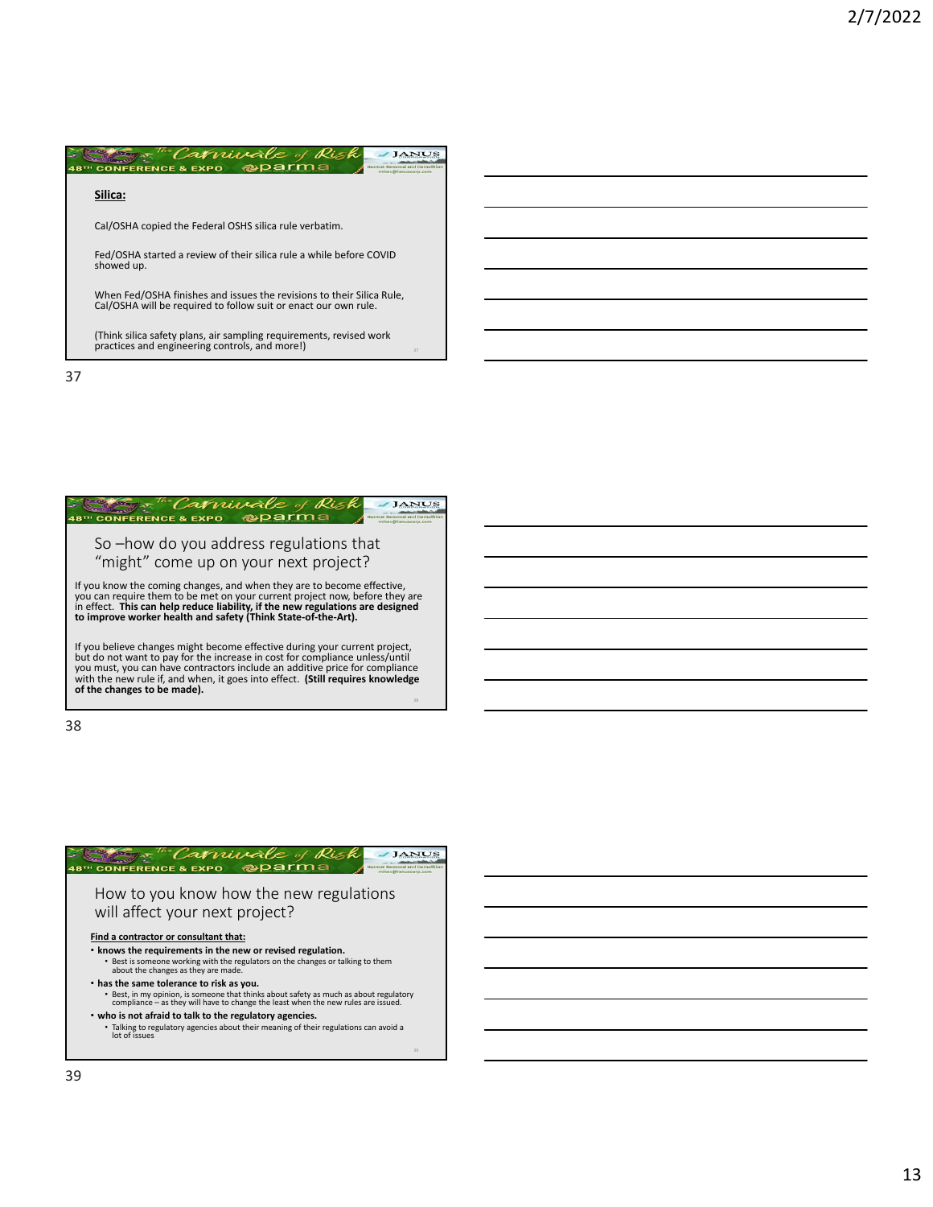## Silica:

Cal/OSHA copied the Federal OSHS silica rule verbatim.

Fed/OSHA started a review of their silica rule a while before COVID showed up.

When Fed/OSHA finishes and issues the revisions to their Silica Rule, Cal/OSHA will be required to follow suit or enact our own rule.

(Think silica safety plans, air sampling requirements, revised work practices and engineering controls, and more!)

## So –how do you address regulations that "might" come up on your next project?

If you know the coming changes, and when they are to become effective, you can require them to be met on your current project now, before they are in effect. **This can help reduce liability, if the new regulations are designed to improve worker health and safety (Think State-of-the-Art).**

If you believe changes might become effective during your current project, but do not want to pay for the increase in cost for compliance unless/until you must, you can have contractors include an additive price for compliance with the new rule if, and when, it goes into effect. **(Still requires knowledge of the changes to be made).**

## How to you know how the new regulations will affect your next project?

**Find a contractor or consultant that:**

- **knows the requirements in the new or revised regulation.**
  - Best is someone working with the regulators on the changes or talking to them about the changes as they are made.
- **has the same tolerance to risk as you.**
  - Best, in my opinion, is someone that thinks about safety as much as about regulatory compliance – as they will have to change the least when the new rules are issued.
- **who is not afraid to talk to the regulatory agencies.**
  - Talking to regulatory agencies about their meaning of their regulations can avoid a lot of issues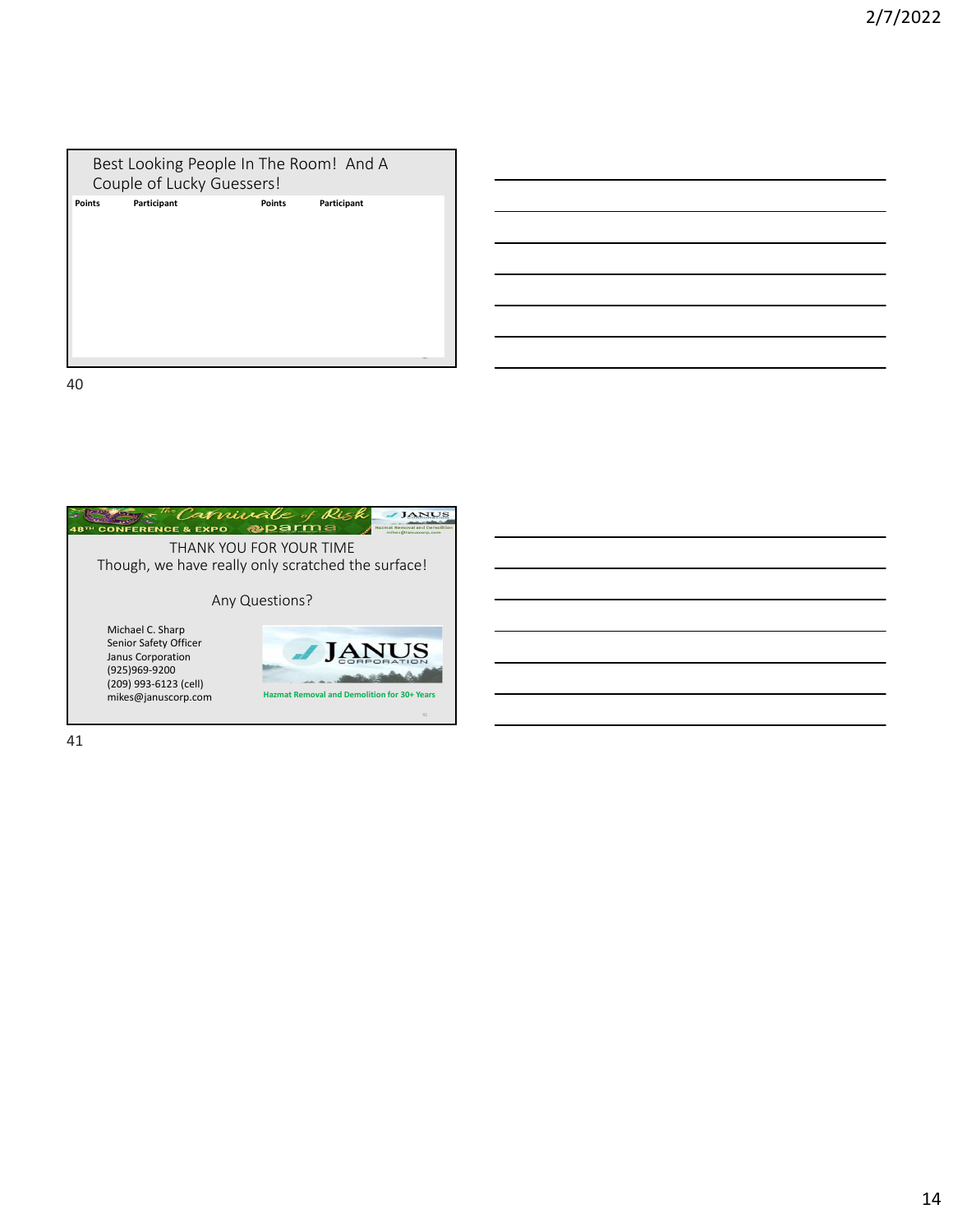## Best Looking People In The Room! And A Couple of Lucky Guessers!

| Points | Participant | Points | Participant |
|---|---|---|---|
| | | | |

---

The Carnivale of Risk
48TH CONFERENCE & EXPO
parma

JANUS
Hazmat Removal and Demolition
mikes@januscorp.com

## THANK YOU FOR YOUR TIME

Though, we have really only scratched the surface!

Any Questions?

Michael C. Sharp
Senior Safety Officer
Janus Corporation
(925)969-9200
(209) 993-6123 (cell)
mikes@januscorp.com

JANUS CORPORATION

Hazmat Removal and Demolition for 30+ Years